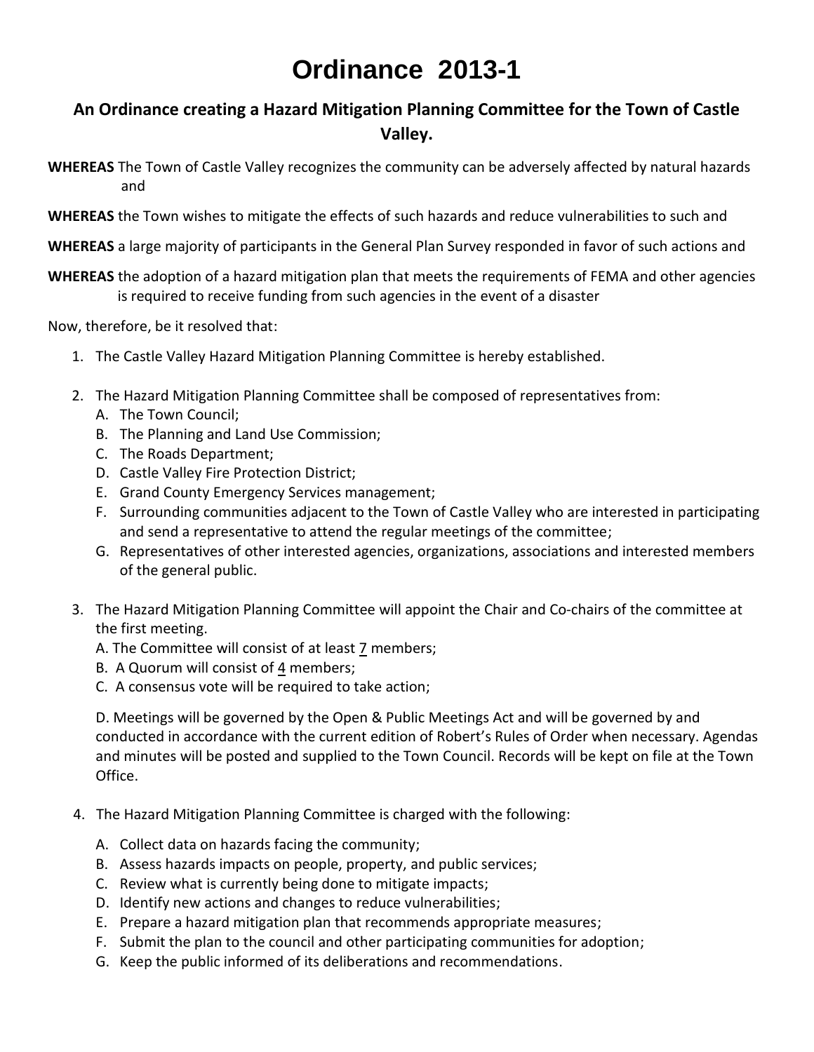# Ordinance 2013-1

## An Ordinance creating a Hazard Mitigation Planning Committee for the Town of Castle Valley.

**WHEREAS** The Town of Castle Valley recognizes the community can be adversely affected by natural hazards and

**WHEREAS** the Town wishes to mitigate the effects of such hazards and reduce vulnerabilities to such and

**WHEREAS** a large majority of participants in the General Plan Survey responded in favor of such actions and

**WHEREAS** the adoption of a hazard mitigation plan that meets the requirements of FEMA and other agencies is required to receive funding from such agencies in the event of a disaster

Now, therefore, be it resolved that:

1. The Castle Valley Hazard Mitigation Planning Committee is hereby established.

2. The Hazard Mitigation Planning Committee shall be composed of representatives from:
   A. The Town Council;
   B. The Planning and Land Use Commission;
   C. The Roads Department;
   D. Castle Valley Fire Protection District;
   E. Grand County Emergency Services management;
   F. Surrounding communities adjacent to the Town of Castle Valley who are interested in participating and send a representative to attend the regular meetings of the committee;
   G. Representatives of other interested agencies, organizations, associations and interested members of the general public.

3. The Hazard Mitigation Planning Committee will appoint the Chair and Co-chairs of the committee at the first meeting.
   A. The Committee will consist of at least 7 members;
   B. A Quorum will consist of 4 members;
   C. A consensus vote will be required to take action;

   D. Meetings will be governed by the Open & Public Meetings Act and will be governed by and conducted in accordance with the current edition of Robert's Rules of Order when necessary. Agendas and minutes will be posted and supplied to the Town Council. Records will be kept on file at the Town Office.

4. The Hazard Mitigation Planning Committee is charged with the following:

   A. Collect data on hazards facing the community;
   B. Assess hazards impacts on people, property, and public services;
   C. Review what is currently being done to mitigate impacts;
   D. Identify new actions and changes to reduce vulnerabilities;
   E. Prepare a hazard mitigation plan that recommends appropriate measures;
   F. Submit the plan to the council and other participating communities for adoption;
   G. Keep the public informed of its deliberations and recommendations.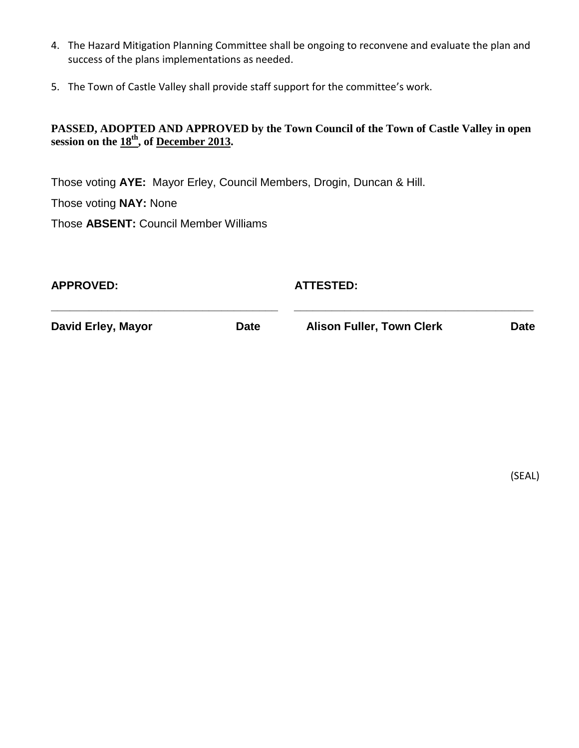4. The Hazard Mitigation Planning Committee shall be ongoing to reconvene and evaluate the plan and success of the plans implementations as needed.

5. The Town of Castle Valley shall provide staff support for the committee's work.

**PASSED, ADOPTED AND APPROVED by the Town Council of the Town of Castle Valley in open session on the 18th, of December 2013.**

Those voting **AYE:** Mayor Erley, Council Members, Drogin, Duncan & Hill.

Those voting **NAY:** None

Those **ABSENT:** Council Member Williams

**APPROVED:** **ATTESTED:**

\_\_\_\_\_\_\_\_\_\_\_\_\_\_\_\_\_\_\_\_\_\_\_\_\_\_\_\_\_\_\_\_\_\_\_\_\_\_\_ \_\_\_\_\_\_\_\_\_\_\_\_\_\_\_\_\_\_\_\_\_\_\_\_\_\_\_\_\_\_\_\_\_\_\_\_\_\_\_\_\_

**David Erley, Mayor** **Date** **Alison Fuller, Town Clerk** **Date**

(SEAL)